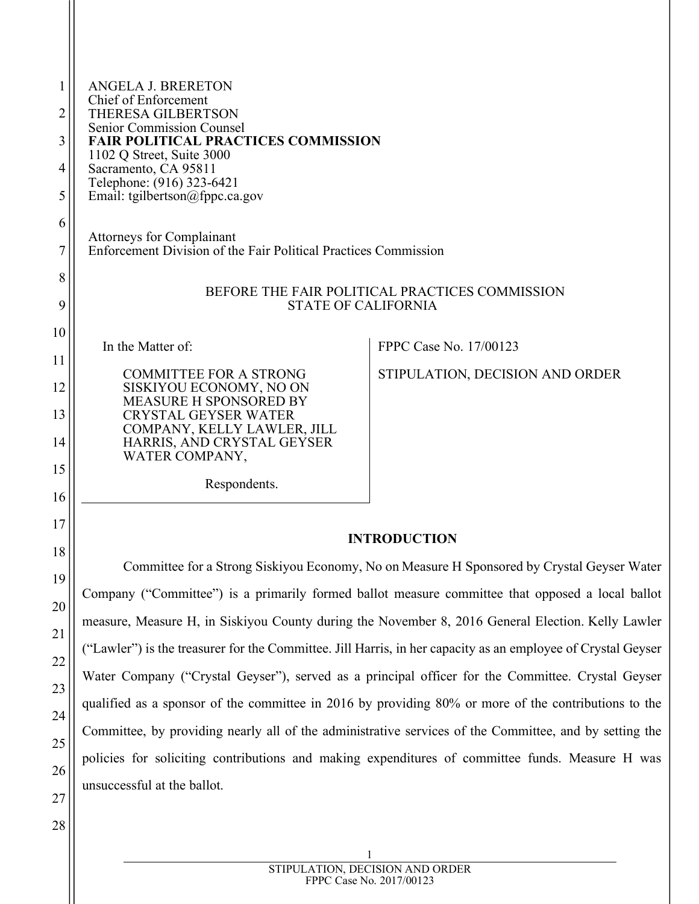ANGELA J. BRERETON
Chief of Enforcement
THERESA GILBERTSON
Senior Commission Counsel
**FAIR POLITICAL PRACTICES COMMISSION**
1102 Q Street, Suite 3000
Sacramento, CA 95811
Telephone: (916) 323-6421
Email: tgilbertson@fppc.ca.gov

Attorneys for Complainant
Enforcement Division of the Fair Political Practices Commission

BEFORE THE FAIR POLITICAL PRACTICES COMMISSION
STATE OF CALIFORNIA

In the Matter of:

COMMITTEE FOR A STRONG SISKIYOU ECONOMY, NO ON MEASURE H SPONSORED BY CRYSTAL GEYSER WATER COMPANY, KELLY LAWLER, JILL HARRIS, AND CRYSTAL GEYSER WATER COMPANY,

Respondents.

FPPC Case No. 17/00123

STIPULATION, DECISION AND ORDER

**INTRODUCTION**

Committee for a Strong Siskiyou Economy, No on Measure H Sponsored by Crystal Geyser Water Company ("Committee") is a primarily formed ballot measure committee that opposed a local ballot measure, Measure H, in Siskiyou County during the November 8, 2016 General Election. Kelly Lawler ("Lawler") is the treasurer for the Committee. Jill Harris, in her capacity as an employee of Crystal Geyser Water Company ("Crystal Geyser"), served as a principal officer for the Committee. Crystal Geyser qualified as a sponsor of the committee in 2016 by providing 80% or more of the contributions to the Committee, by providing nearly all of the administrative services of the Committee, and by setting the policies for soliciting contributions and making expenditures of committee funds. Measure H was unsuccessful at the ballot.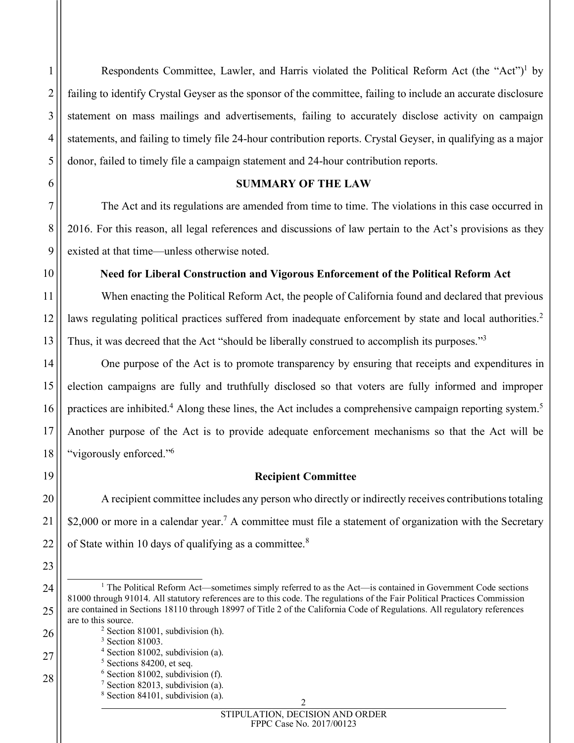Respondents Committee, Lawler, and Harris violated the Political Reform Act (the "Act")[1] by failing to identify Crystal Geyser as the sponsor of the committee, failing to include an accurate disclosure statement on mass mailings and advertisements, failing to accurately disclose activity on campaign statements, and failing to timely file 24-hour contribution reports. Crystal Geyser, in qualifying as a major donor, failed to timely file a campaign statement and 24-hour contribution reports.

## SUMMARY OF THE LAW

The Act and its regulations are amended from time to time. The violations in this case occurred in 2016. For this reason, all legal references and discussions of law pertain to the Act's provisions as they existed at that time—unless otherwise noted.

### Need for Liberal Construction and Vigorous Enforcement of the Political Reform Act

When enacting the Political Reform Act, the people of California found and declared that previous laws regulating political practices suffered from inadequate enforcement by state and local authorities.[2] Thus, it was decreed that the Act "should be liberally construed to accomplish its purposes."[3]

One purpose of the Act is to promote transparency by ensuring that receipts and expenditures in election campaigns are fully and truthfully disclosed so that voters are fully informed and improper practices are inhibited.[4] Along these lines, the Act includes a comprehensive campaign reporting system.[5] Another purpose of the Act is to provide adequate enforcement mechanisms so that the Act will be "vigorously enforced."[6]

### Recipient Committee

A recipient committee includes any person who directly or indirectly receives contributions totaling $2,000 or more in a calendar year.[7] A committee must file a statement of organization with the Secretary of State within 10 days of qualifying as a committee.[8]

---

[1] The Political Reform Act—sometimes simply referred to as the Act—is contained in Government Code sections 81000 through 91014. All statutory references are to this code. The regulations of the Fair Political Practices Commission are contained in Sections 18110 through 18997 of Title 2 of the California Code of Regulations. All regulatory references are to this source.

[2] Section 81001, subdivision (h).

[3] Section 81003.

[4] Section 81002, subdivision (a).

[5] Sections 84200, et seq.

[6] Section 81002, subdivision (f).

[7] Section 82013, subdivision (a).

[8] Section 84101, subdivision (a).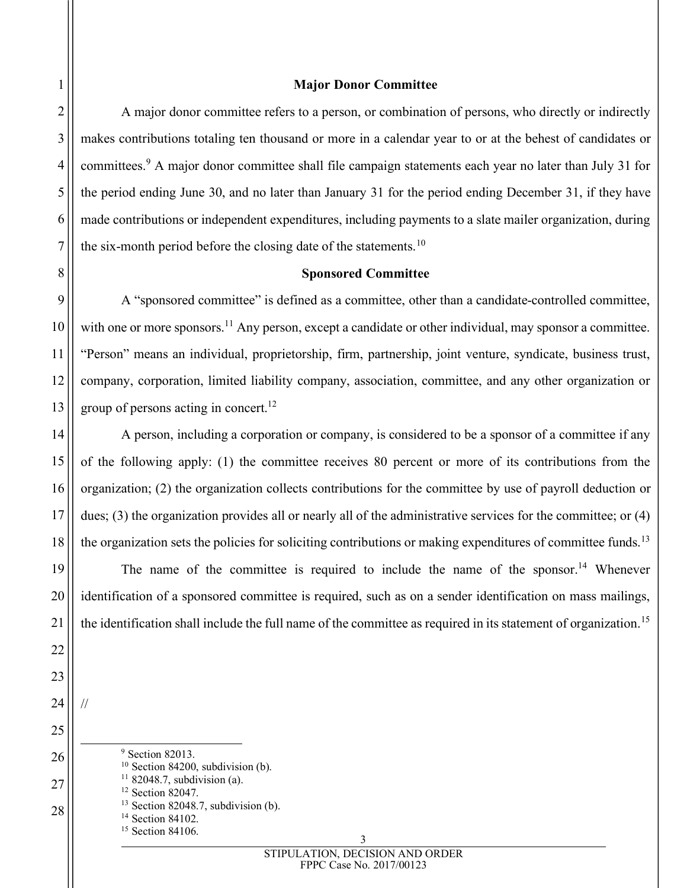### Major Donor Committee

A major donor committee refers to a person, or combination of persons, who directly or indirectly makes contributions totaling ten thousand or more in a calendar year to or at the behest of candidates or committees.[9] A major donor committee shall file campaign statements each year no later than July 31 for the period ending June 30, and no later than January 31 for the period ending December 31, if they have made contributions or independent expenditures, including payments to a slate mailer organization, during the six-month period before the closing date of the statements.[10]

### Sponsored Committee

A "sponsored committee" is defined as a committee, other than a candidate-controlled committee, with one or more sponsors.[11] Any person, except a candidate or other individual, may sponsor a committee. "Person" means an individual, proprietorship, firm, partnership, joint venture, syndicate, business trust, company, corporation, limited liability company, association, committee, and any other organization or group of persons acting in concert.[12]

A person, including a corporation or company, is considered to be a sponsor of a committee if any of the following apply: (1) the committee receives 80 percent or more of its contributions from the organization; (2) the organization collects contributions for the committee by use of payroll deduction or dues; (3) the organization provides all or nearly all of the administrative services for the committee; or (4) the organization sets the policies for soliciting contributions or making expenditures of committee funds.[13]

The name of the committee is required to include the name of the sponsor.[14] Whenever identification of a sponsored committee is required, such as on a sender identification on mass mailings, the identification shall include the full name of the committee as required in its statement of organization.[15]

//

---

[9] Section 82013.

[10] Section 84200, subdivision (b).

[11] 82048.7, subdivision (a).

[12] Section 82047.

[13] Section 82048.7, subdivision (b).

[14] Section 84102.

[15] Section 84106.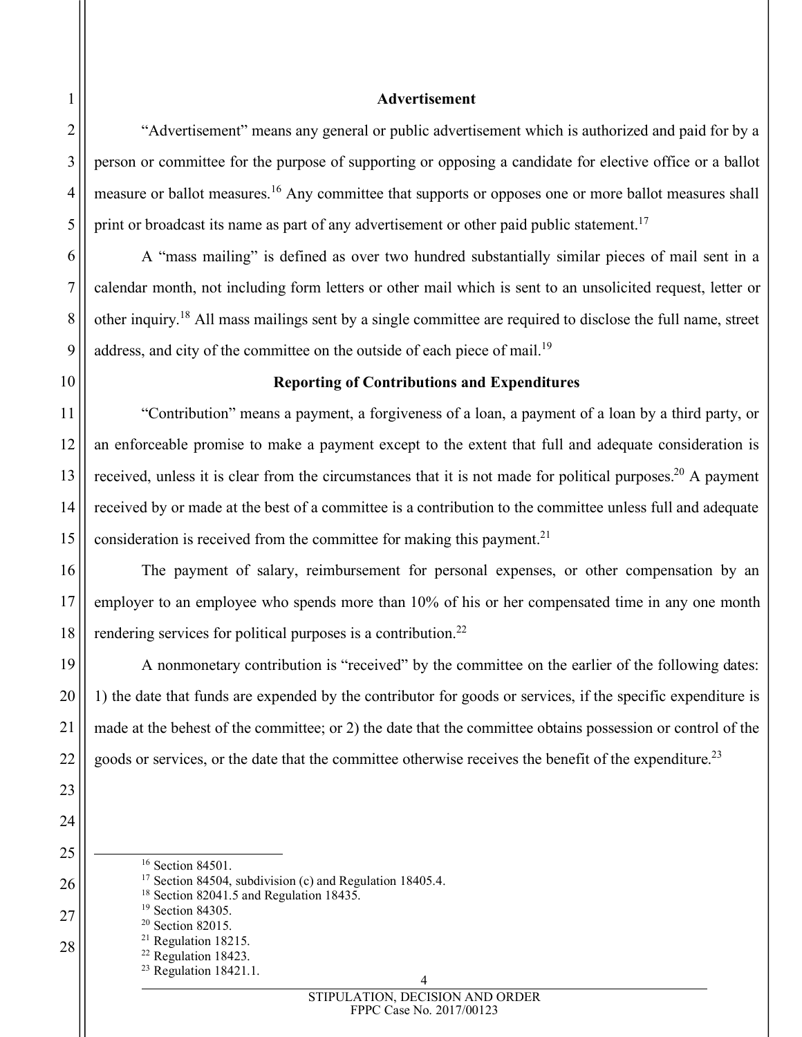## Advertisement

"Advertisement" means any general or public advertisement which is authorized and paid for by a person or committee for the purpose of supporting or opposing a candidate for elective office or a ballot measure or ballot measures.[16] Any committee that supports or opposes one or more ballot measures shall print or broadcast its name as part of any advertisement or other paid public statement.[17]

A "mass mailing" is defined as over two hundred substantially similar pieces of mail sent in a calendar month, not including form letters or other mail which is sent to an unsolicited request, letter or other inquiry.[18] All mass mailings sent by a single committee are required to disclose the full name, street address, and city of the committee on the outside of each piece of mail.[19]

## Reporting of Contributions and Expenditures

"Contribution" means a payment, a forgiveness of a loan, a payment of a loan by a third party, or an enforceable promise to make a payment except to the extent that full and adequate consideration is received, unless it is clear from the circumstances that it is not made for political purposes.[20] A payment received by or made at the best of a committee is a contribution to the committee unless full and adequate consideration is received from the committee for making this payment.[21]

The payment of salary, reimbursement for personal expenses, or other compensation by an employer to an employee who spends more than 10% of his or her compensated time in any one month rendering services for political purposes is a contribution.[22]

A nonmonetary contribution is "received" by the committee on the earlier of the following dates: 1) the date that funds are expended by the contributor for goods or services, if the specific expenditure is made at the behest of the committee; or 2) the date that the committee obtains possession or control of the goods or services, or the date that the committee otherwise receives the benefit of the expenditure.[23]

---

[16] Section 84501.
[17] Section 84504, subdivision (c) and Regulation 18405.4.
[18] Section 82041.5 and Regulation 18435.
[19] Section 84305.
[20] Section 82015.
[21] Regulation 18215.
[22] Regulation 18423.
[23] Regulation 18421.1.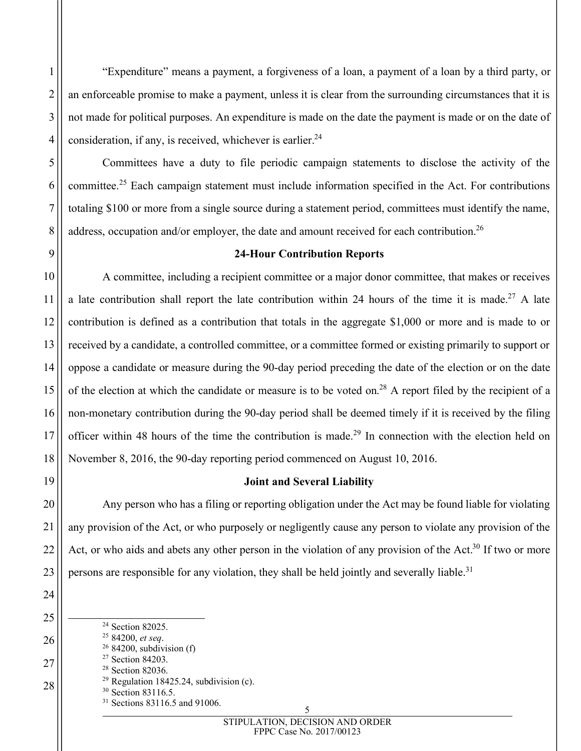"Expenditure" means a payment, a forgiveness of a loan, a payment of a loan by a third party, or an enforceable promise to make a payment, unless it is clear from the surrounding circumstances that it is not made for political purposes. An expenditure is made on the date the payment is made or on the date of consideration, if any, is received, whichever is earlier.[24]

Committees have a duty to file periodic campaign statements to disclose the activity of the committee.[25] Each campaign statement must include information specified in the Act. For contributions totaling $100 or more from a single source during a statement period, committees must identify the name, address, occupation and/or employer, the date and amount received for each contribution.[26]

**24-Hour Contribution Reports**

A committee, including a recipient committee or a major donor committee, that makes or receives a late contribution shall report the late contribution within 24 hours of the time it is made.[27] A late contribution is defined as a contribution that totals in the aggregate $1,000 or more and is made to or received by a candidate, a controlled committee, or a committee formed or existing primarily to support or oppose a candidate or measure during the 90-day period preceding the date of the election or on the date of the election at which the candidate or measure is to be voted on.[28] A report filed by the recipient of a non-monetary contribution during the 90-day period shall be deemed timely if it is received by the filing officer within 48 hours of the time the contribution is made.[29] In connection with the election held on November 8, 2016, the 90-day reporting period commenced on August 10, 2016.

**Joint and Several Liability**

Any person who has a filing or reporting obligation under the Act may be found liable for violating any provision of the Act, or who purposely or negligently cause any person to violate any provision of the Act, or who aids and abets any other person in the violation of any provision of the Act.[30] If two or more persons are responsible for any violation, they shall be held jointly and severally liable.[31]

---

[24] Section 82025.
[25] 84200, *et seq*.
[26] 84200, subdivision (f)
[27] Section 84203.
[28] Section 82036.
[29] Regulation 18425.24, subdivision (c).
[30] Section 83116.5.
[31] Sections 83116.5 and 91006.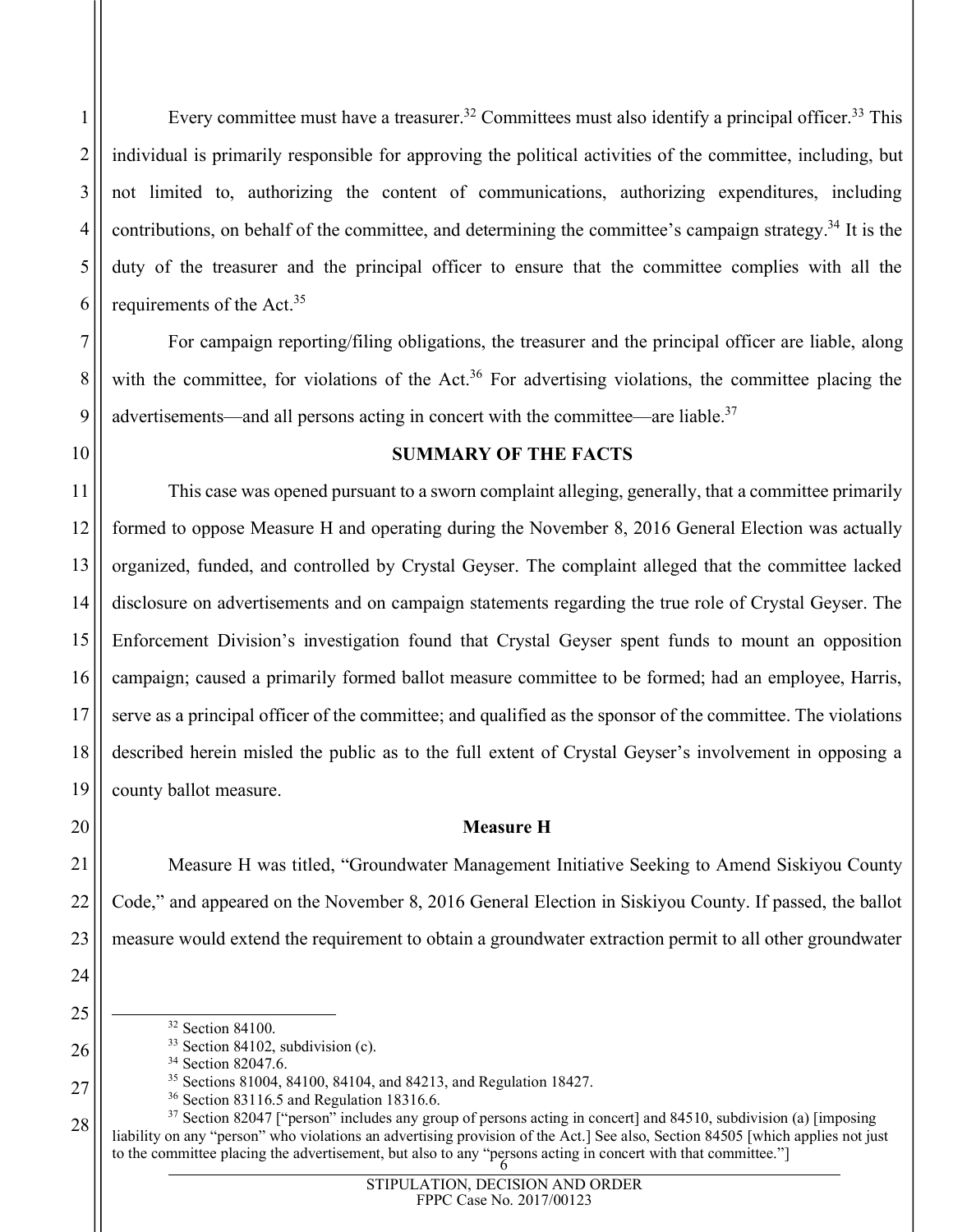Every committee must have a treasurer.[32] Committees must also identify a principal officer.[33] This individual is primarily responsible for approving the political activities of the committee, including, but not limited to, authorizing the content of communications, authorizing expenditures, including contributions, on behalf of the committee, and determining the committee's campaign strategy.[34] It is the duty of the treasurer and the principal officer to ensure that the committee complies with all the requirements of the Act.[35]

For campaign reporting/filing obligations, the treasurer and the principal officer are liable, along with the committee, for violations of the Act.[36] For advertising violations, the committee placing the advertisements—and all persons acting in concert with the committee—are liable.[37]

**SUMMARY OF THE FACTS**

This case was opened pursuant to a sworn complaint alleging, generally, that a committee primarily formed to oppose Measure H and operating during the November 8, 2016 General Election was actually organized, funded, and controlled by Crystal Geyser. The complaint alleged that the committee lacked disclosure on advertisements and on campaign statements regarding the true role of Crystal Geyser. The Enforcement Division's investigation found that Crystal Geyser spent funds to mount an opposition campaign; caused a primarily formed ballot measure committee to be formed; had an employee, Harris, serve as a principal officer of the committee; and qualified as the sponsor of the committee. The violations described herein misled the public as to the full extent of Crystal Geyser's involvement in opposing a county ballot measure.

**Measure H**

Measure H was titled, "Groundwater Management Initiative Seeking to Amend Siskiyou County Code," and appeared on the November 8, 2016 General Election in Siskiyou County. If passed, the ballot measure would extend the requirement to obtain a groundwater extraction permit to all other groundwater

---

[32] Section 84100.

[33] Section 84102, subdivision (c).

[34] Section 82047.6.

[35] Sections 81004, 84100, 84104, and 84213, and Regulation 18427.

[36] Section 83116.5 and Regulation 18316.6.

[37] Section 82047 ["person" includes any group of persons acting in concert] and 84510, subdivision (a) [imposing liability on any "person" who violations an advertising provision of the Act.] See also, Section 84505 [which applies not just to the committee placing the advertisement, but also to any "persons acting in concert with that committee."]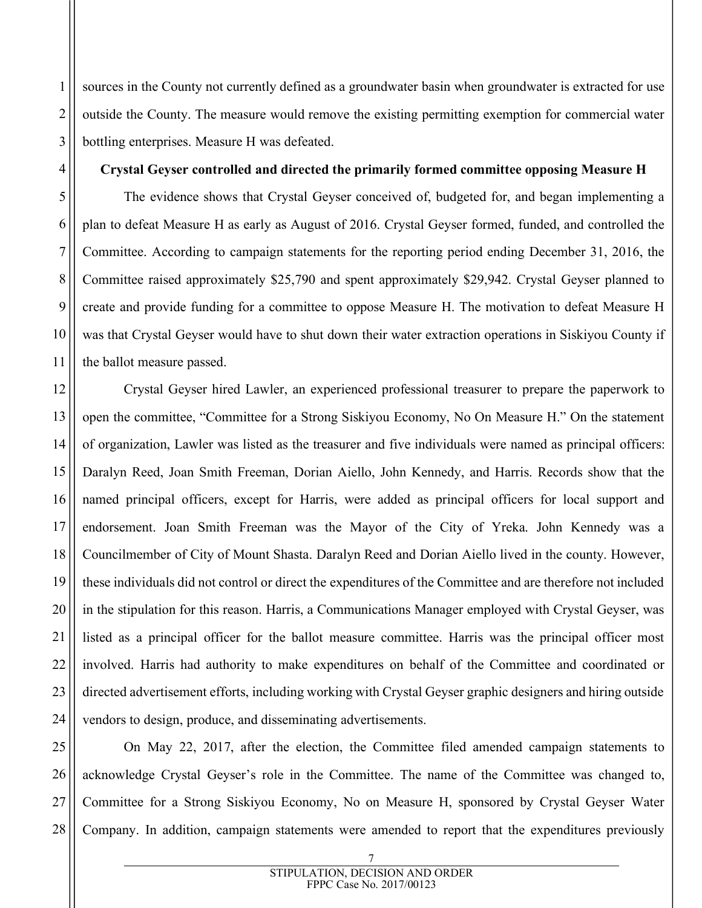sources in the County not currently defined as a groundwater basin when groundwater is extracted for use outside the County. The measure would remove the existing permitting exemption for commercial water bottling enterprises. Measure H was defeated.

**Crystal Geyser controlled and directed the primarily formed committee opposing Measure H**

The evidence shows that Crystal Geyser conceived of, budgeted for, and began implementing a plan to defeat Measure H as early as August of 2016. Crystal Geyser formed, funded, and controlled the Committee. According to campaign statements for the reporting period ending December 31, 2016, the Committee raised approximately $25,790 and spent approximately $29,942. Crystal Geyser planned to create and provide funding for a committee to oppose Measure H. The motivation to defeat Measure H was that Crystal Geyser would have to shut down their water extraction operations in Siskiyou County if the ballot measure passed.

Crystal Geyser hired Lawler, an experienced professional treasurer to prepare the paperwork to open the committee, "Committee for a Strong Siskiyou Economy, No On Measure H." On the statement of organization, Lawler was listed as the treasurer and five individuals were named as principal officers: Daralyn Reed, Joan Smith Freeman, Dorian Aiello, John Kennedy, and Harris. Records show that the named principal officers, except for Harris, were added as principal officers for local support and endorsement. Joan Smith Freeman was the Mayor of the City of Yreka. John Kennedy was a Councilmember of City of Mount Shasta. Daralyn Reed and Dorian Aiello lived in the county. However, these individuals did not control or direct the expenditures of the Committee and are therefore not included in the stipulation for this reason. Harris, a Communications Manager employed with Crystal Geyser, was listed as a principal officer for the ballot measure committee. Harris was the principal officer most involved. Harris had authority to make expenditures on behalf of the Committee and coordinated or directed advertisement efforts, including working with Crystal Geyser graphic designers and hiring outside vendors to design, produce, and disseminating advertisements.

On May 22, 2017, after the election, the Committee filed amended campaign statements to acknowledge Crystal Geyser's role in the Committee. The name of the Committee was changed to, Committee for a Strong Siskiyou Economy, No on Measure H, sponsored by Crystal Geyser Water Company. In addition, campaign statements were amended to report that the expenditures previously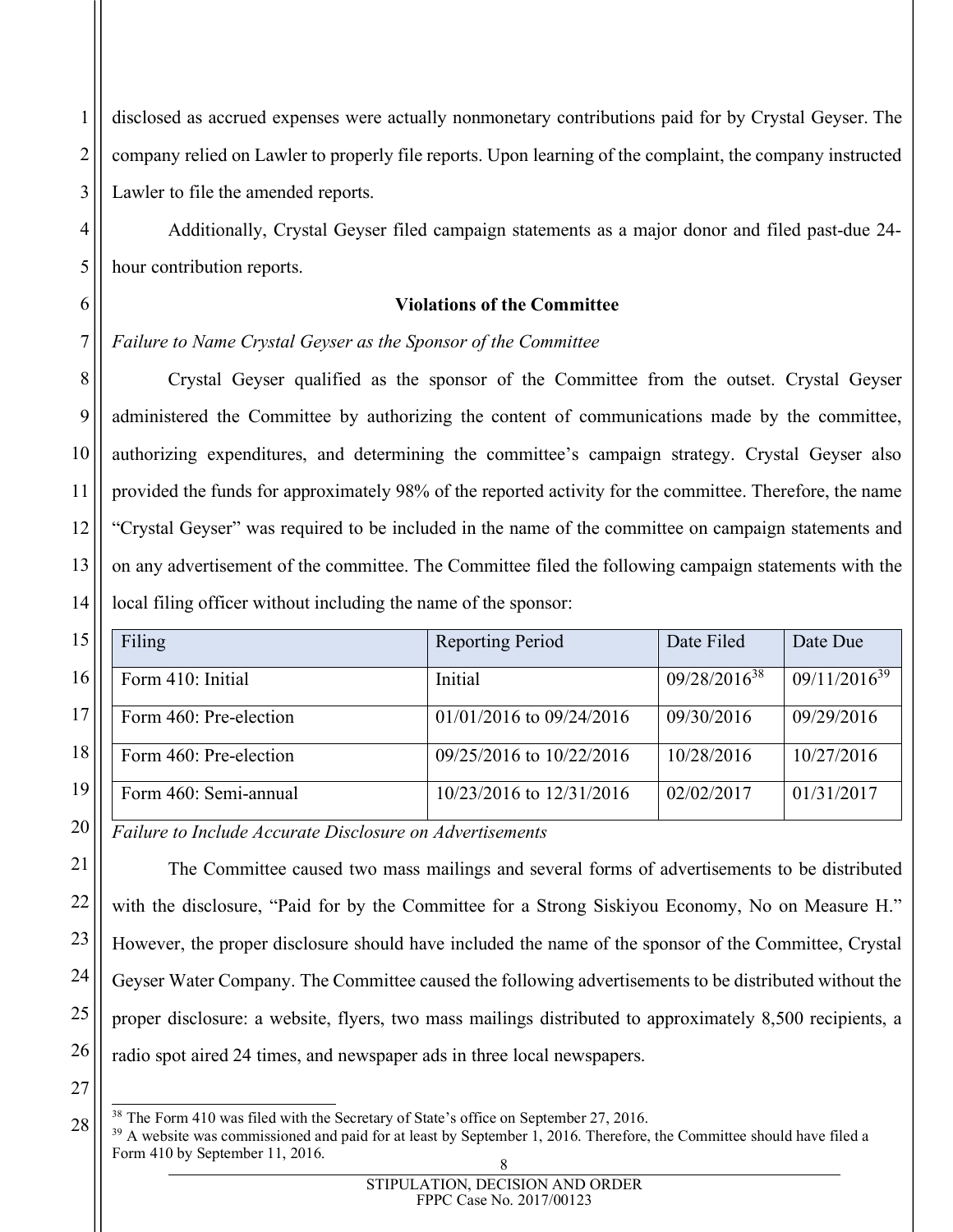disclosed as accrued expenses were actually nonmonetary contributions paid for by Crystal Geyser. The company relied on Lawler to properly file reports. Upon learning of the complaint, the company instructed Lawler to file the amended reports.

Additionally, Crystal Geyser filed campaign statements as a major donor and filed past-due 24-hour contribution reports.

**Violations of the Committee**

*Failure to Name Crystal Geyser as the Sponsor of the Committee*

Crystal Geyser qualified as the sponsor of the Committee from the outset. Crystal Geyser administered the Committee by authorizing the content of communications made by the committee, authorizing expenditures, and determining the committee's campaign strategy. Crystal Geyser also provided the funds for approximately 98% of the reported activity for the committee. Therefore, the name "Crystal Geyser" was required to be included in the name of the committee on campaign statements and on any advertisement of the committee. The Committee filed the following campaign statements with the local filing officer without including the name of the sponsor:

| Filing | Reporting Period | Date Filed | Date Due |
|---|---|---|---|
| Form 410: Initial | Initial | 09/28/2016[38] | 09/11/2016[39] |
| Form 460: Pre-election | 01/01/2016 to 09/24/2016 | 09/30/2016 | 09/29/2016 |
| Form 460: Pre-election | 09/25/2016 to 10/22/2016 | 10/28/2016 | 10/27/2016 |
| Form 460: Semi-annual | 10/23/2016 to 12/31/2016 | 02/02/2017 | 01/31/2017 |

*Failure to Include Accurate Disclosure on Advertisements*

The Committee caused two mass mailings and several forms of advertisements to be distributed with the disclosure, "Paid for by the Committee for a Strong Siskiyou Economy, No on Measure H." However, the proper disclosure should have included the name of the sponsor of the Committee, Crystal Geyser Water Company. The Committee caused the following advertisements to be distributed without the proper disclosure: a website, flyers, two mass mailings distributed to approximately 8,500 recipients, a radio spot aired 24 times, and newspaper ads in three local newspapers.

---

[38] The Form 410 was filed with the Secretary of State's office on September 27, 2016.

[39] A website was commissioned and paid for at least by September 1, 2016. Therefore, the Committee should have filed a Form 410 by September 11, 2016.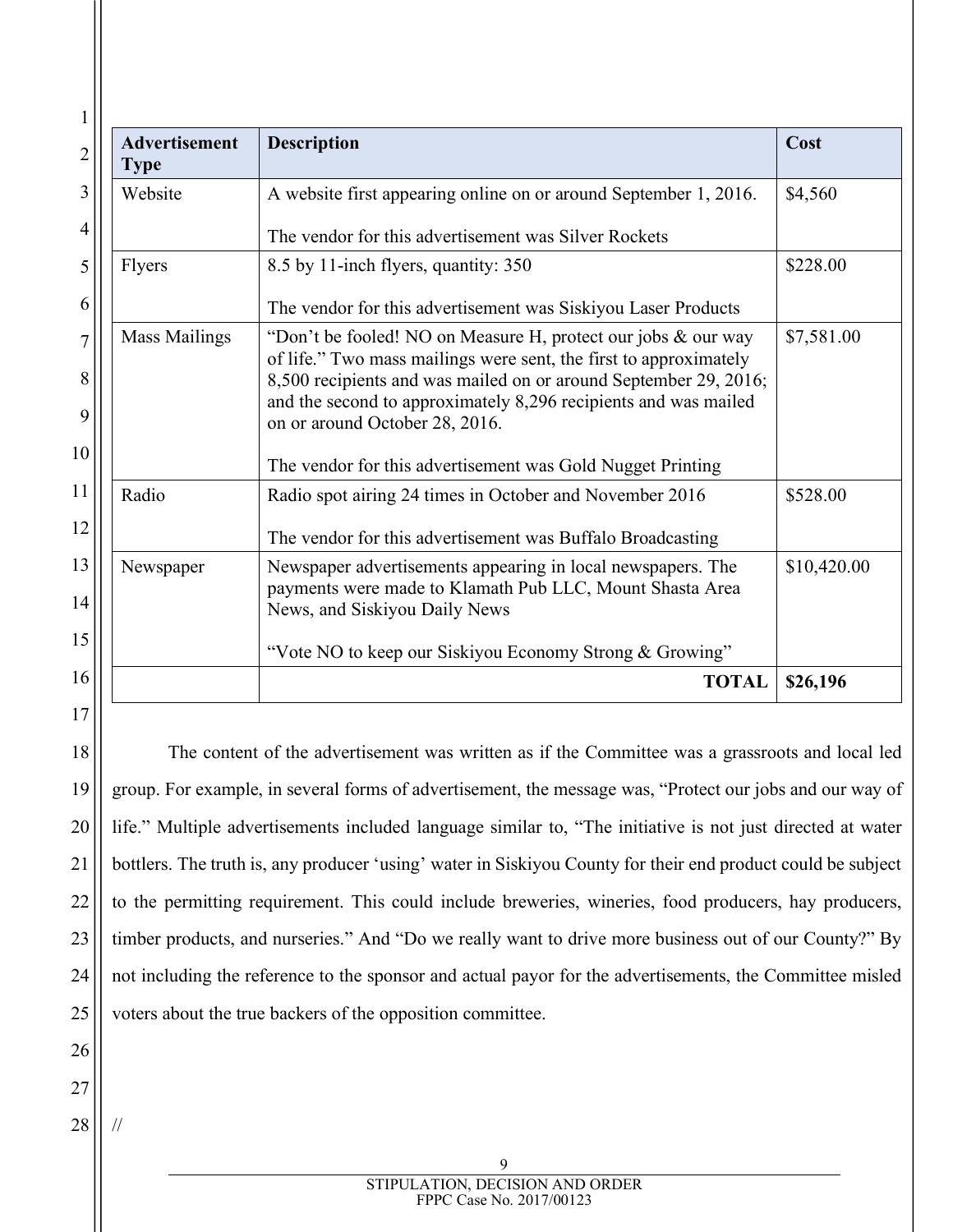| Advertisement Type | Description | Cost |
|---|---|---|
| Website | A website first appearing online on or around September 1, 2016.<br><br>The vendor for this advertisement was Silver Rockets | $4,560 |
| Flyers | 8.5 by 11-inch flyers, quantity: 350<br><br>The vendor for this advertisement was Siskiyou Laser Products | $228.00 |
| Mass Mailings | "Don't be fooled! NO on Measure H, protect our jobs & our way of life." Two mass mailings were sent, the first to approximately 8,500 recipients and was mailed on or around September 29, 2016; and the second to approximately 8,296 recipients and was mailed on or around October 28, 2016.<br><br>The vendor for this advertisement was Gold Nugget Printing | $7,581.00 |
| Radio | Radio spot airing 24 times in October and November 2016<br><br>The vendor for this advertisement was Buffalo Broadcasting | $528.00 |
| Newspaper | Newspaper advertisements appearing in local newspapers. The payments were made to Klamath Pub LLC, Mount Shasta Area News, and Siskiyou Daily News<br><br>"Vote NO to keep our Siskiyou Economy Strong & Growing" | $10,420.00 |
| | **TOTAL** | **$26,196** |

The content of the advertisement was written as if the Committee was a grassroots and local led group. For example, in several forms of advertisement, the message was, "Protect our jobs and our way of life." Multiple advertisements included language similar to, "The initiative is not just directed at water bottlers. The truth is, any producer 'using' water in Siskiyou County for their end product could be subject to the permitting requirement. This could include breweries, wineries, food producers, hay producers, timber products, and nurseries." And "Do we really want to drive more business out of our County?" By not including the reference to the sponsor and actual payor for the advertisements, the Committee misled voters about the true backers of the opposition committee.

//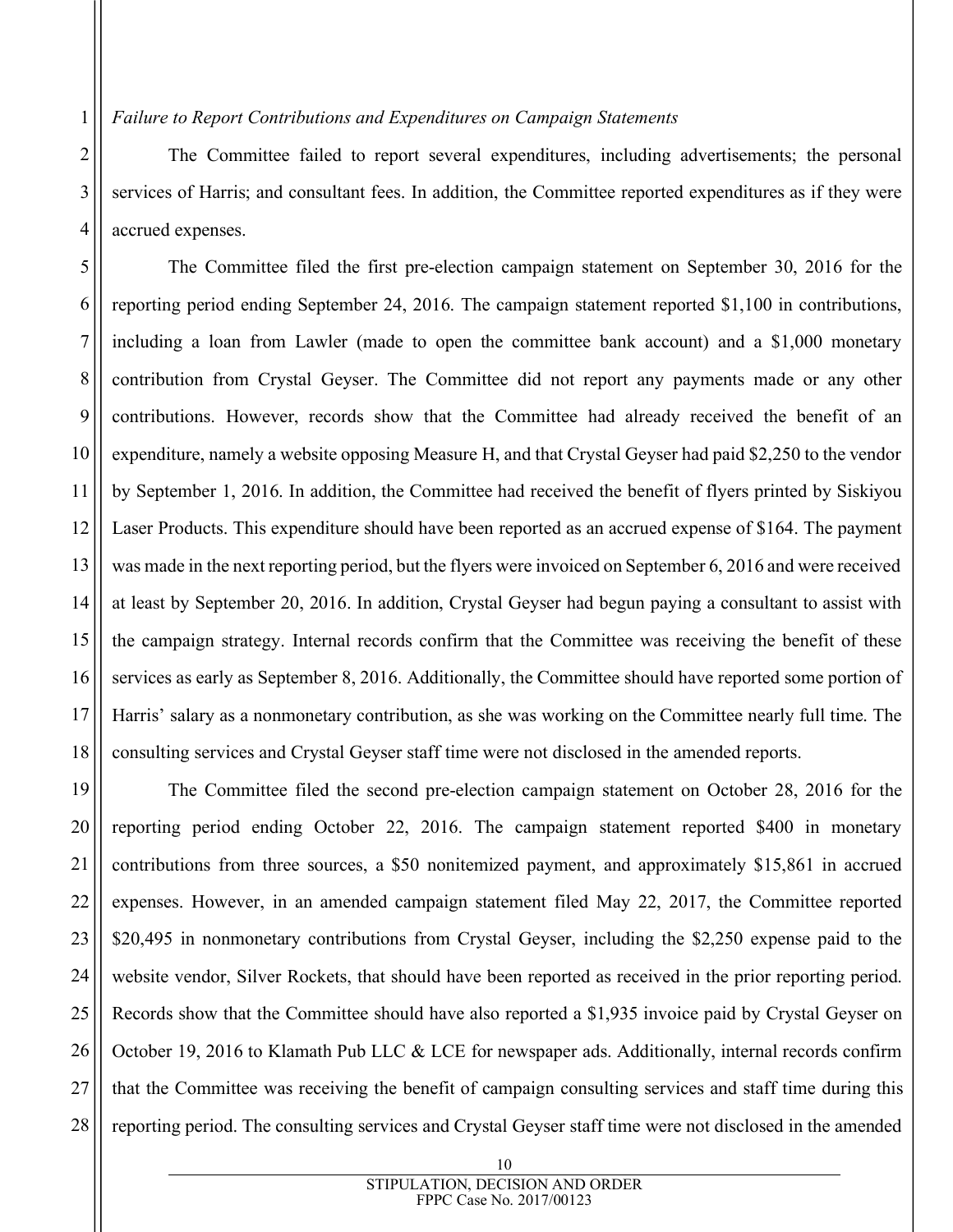*Failure to Report Contributions and Expenditures on Campaign Statements*

The Committee failed to report several expenditures, including advertisements; the personal services of Harris; and consultant fees. In addition, the Committee reported expenditures as if they were accrued expenses.

The Committee filed the first pre-election campaign statement on September 30, 2016 for the reporting period ending September 24, 2016. The campaign statement reported $1,100 in contributions, including a loan from Lawler (made to open the committee bank account) and a $1,000 monetary contribution from Crystal Geyser. The Committee did not report any payments made or any other contributions. However, records show that the Committee had already received the benefit of an expenditure, namely a website opposing Measure H, and that Crystal Geyser had paid $2,250 to the vendor by September 1, 2016. In addition, the Committee had received the benefit of flyers printed by Siskiyou Laser Products. This expenditure should have been reported as an accrued expense of $164. The payment was made in the next reporting period, but the flyers were invoiced on September 6, 2016 and were received at least by September 20, 2016. In addition, Crystal Geyser had begun paying a consultant to assist with the campaign strategy. Internal records confirm that the Committee was receiving the benefit of these services as early as September 8, 2016. Additionally, the Committee should have reported some portion of Harris' salary as a nonmonetary contribution, as she was working on the Committee nearly full time. The consulting services and Crystal Geyser staff time were not disclosed in the amended reports.

The Committee filed the second pre-election campaign statement on October 28, 2016 for the reporting period ending October 22, 2016. The campaign statement reported $400 in monetary contributions from three sources, a $50 nonitemized payment, and approximately $15,861 in accrued expenses. However, in an amended campaign statement filed May 22, 2017, the Committee reported $20,495 in nonmonetary contributions from Crystal Geyser, including the $2,250 expense paid to the website vendor, Silver Rockets, that should have been reported as received in the prior reporting period. Records show that the Committee should have also reported a $1,935 invoice paid by Crystal Geyser on October 19, 2016 to Klamath Pub LLC & LCE for newspaper ads. Additionally, internal records confirm that the Committee was receiving the benefit of campaign consulting services and staff time during this reporting period. The consulting services and Crystal Geyser staff time were not disclosed in the amended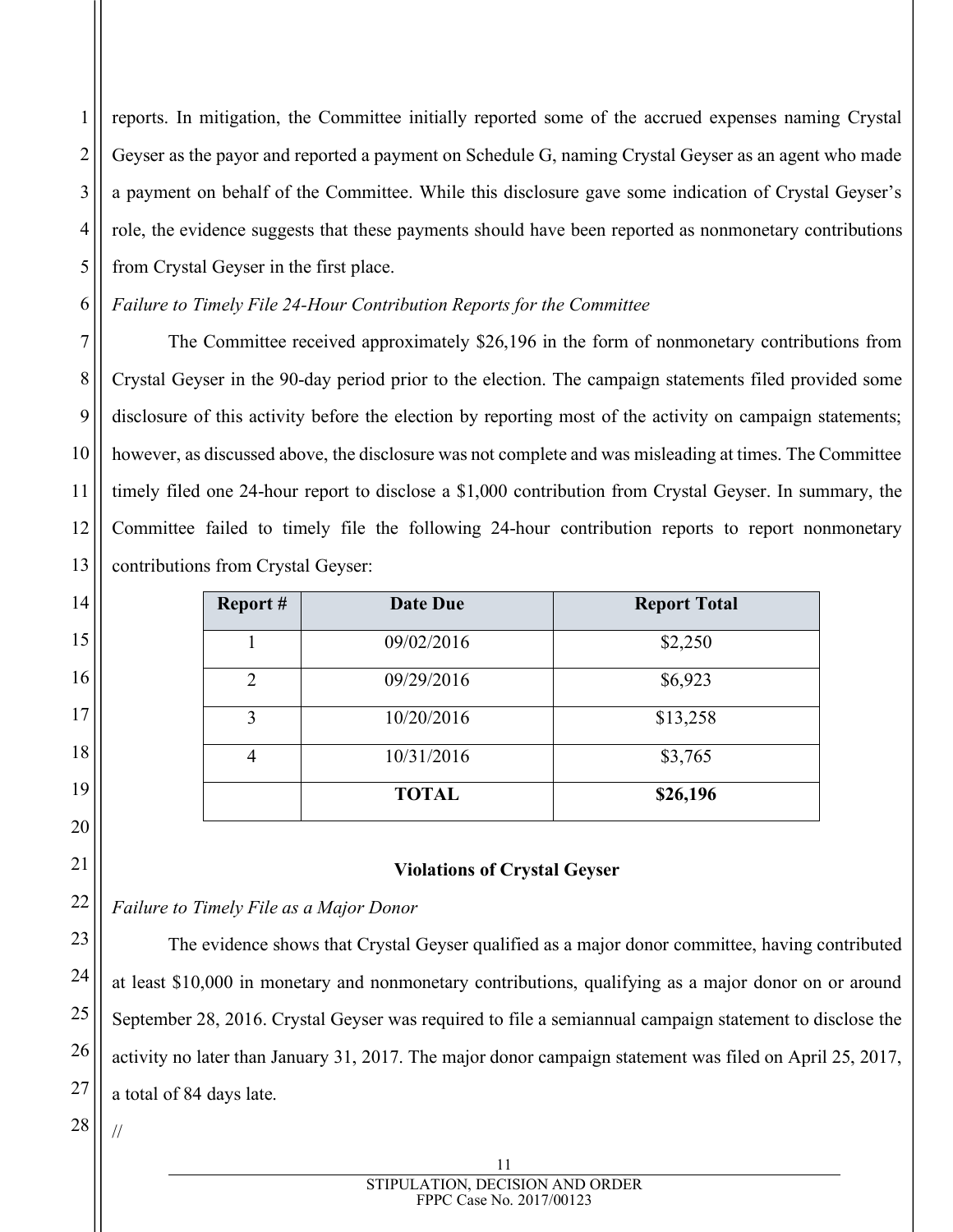reports. In mitigation, the Committee initially reported some of the accrued expenses naming Crystal Geyser as the payor and reported a payment on Schedule G, naming Crystal Geyser as an agent who made a payment on behalf of the Committee. While this disclosure gave some indication of Crystal Geyser's role, the evidence suggests that these payments should have been reported as nonmonetary contributions from Crystal Geyser in the first place.

*Failure to Timely File 24-Hour Contribution Reports for the Committee*

The Committee received approximately $26,196 in the form of nonmonetary contributions from Crystal Geyser in the 90-day period prior to the election. The campaign statements filed provided some disclosure of this activity before the election by reporting most of the activity on campaign statements; however, as discussed above, the disclosure was not complete and was misleading at times. The Committee timely filed one 24-hour report to disclose a $1,000 contribution from Crystal Geyser. In summary, the Committee failed to timely file the following 24-hour contribution reports to report nonmonetary contributions from Crystal Geyser:

| Report # | Date Due | Report Total |
|---|---|---|
| 1 | 09/02/2016 | $2,250 |
| 2 | 09/29/2016 | $6,923 |
| 3 | 10/20/2016 | $13,258 |
| 4 | 10/31/2016 | $3,765 |
| | **TOTAL** | **$26,196** |

**Violations of Crystal Geyser**

*Failure to Timely File as a Major Donor*

The evidence shows that Crystal Geyser qualified as a major donor committee, having contributed at least $10,000 in monetary and nonmonetary contributions, qualifying as a major donor on or around September 28, 2016. Crystal Geyser was required to file a semiannual campaign statement to disclose the activity no later than January 31, 2017. The major donor campaign statement was filed on April 25, 2017, a total of 84 days late.

//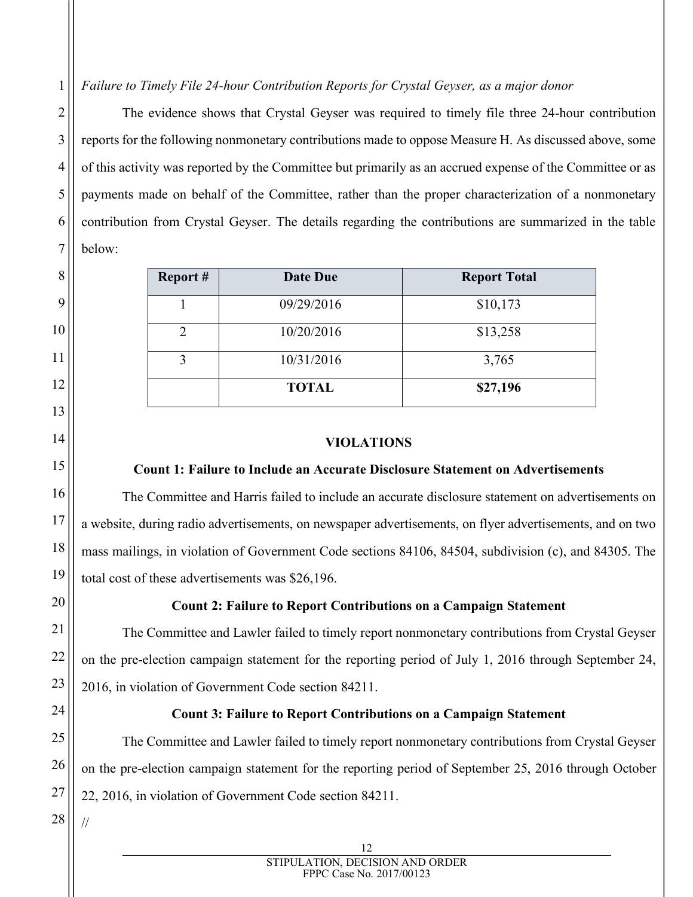*Failure to Timely File 24-hour Contribution Reports for Crystal Geyser, as a major donor*

The evidence shows that Crystal Geyser was required to timely file three 24-hour contribution reports for the following nonmonetary contributions made to oppose Measure H. As discussed above, some of this activity was reported by the Committee but primarily as an accrued expense of the Committee or as payments made on behalf of the Committee, rather than the proper characterization of a nonmonetary contribution from Crystal Geyser. The details regarding the contributions are summarized in the table below:

| Report # | Date Due | Report Total |
|---|---|---|
| 1 | 09/29/2016 | $10,173 |
| 2 | 10/20/2016 | $13,258 |
| 3 | 10/31/2016 | 3,765 |
| | **TOTAL** | **$27,196** |

**VIOLATIONS**

**Count 1: Failure to Include an Accurate Disclosure Statement on Advertisements**

The Committee and Harris failed to include an accurate disclosure statement on advertisements on a website, during radio advertisements, on newspaper advertisements, on flyer advertisements, and on two mass mailings, in violation of Government Code sections 84106, 84504, subdivision (c), and 84305. The total cost of these advertisements was $26,196.

**Count 2: Failure to Report Contributions on a Campaign Statement**

The Committee and Lawler failed to timely report nonmonetary contributions from Crystal Geyser on the pre-election campaign statement for the reporting period of July 1, 2016 through September 24, 2016, in violation of Government Code section 84211.

**Count 3: Failure to Report Contributions on a Campaign Statement**

The Committee and Lawler failed to timely report nonmonetary contributions from Crystal Geyser on the pre-election campaign statement for the reporting period of September 25, 2016 through October 22, 2016, in violation of Government Code section 84211.

//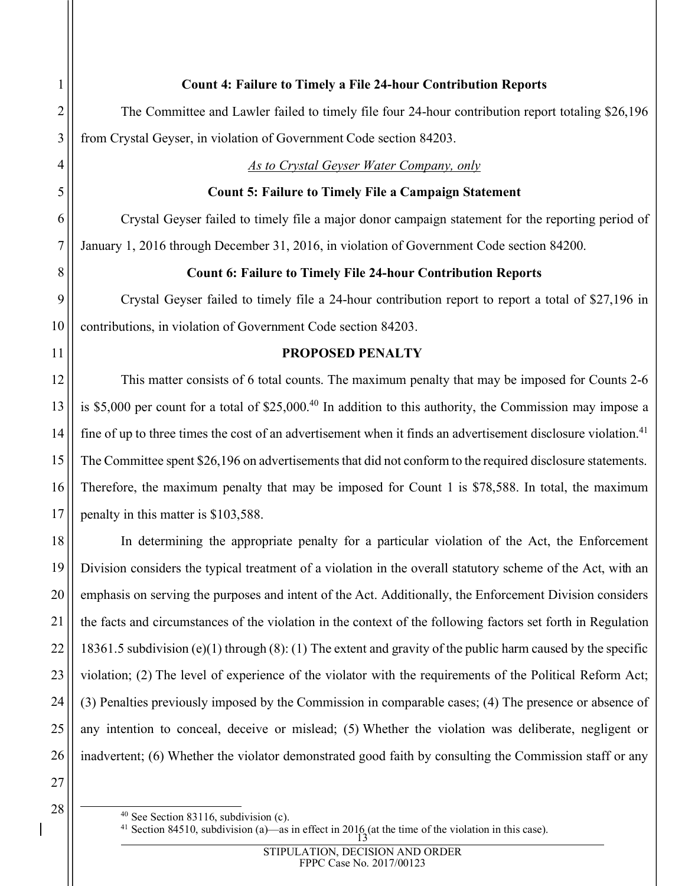**Count 4: Failure to Timely a File 24-hour Contribution Reports**

The Committee and Lawler failed to timely file four 24-hour contribution report totaling $26,196 from Crystal Geyser, in violation of Government Code section 84203.

*As to Crystal Geyser Water Company, only*

**Count 5: Failure to Timely File a Campaign Statement**

Crystal Geyser failed to timely file a major donor campaign statement for the reporting period of January 1, 2016 through December 31, 2016, in violation of Government Code section 84200.

**Count 6: Failure to Timely File 24-hour Contribution Reports**

Crystal Geyser failed to timely file a 24-hour contribution report to report a total of $27,196 in contributions, in violation of Government Code section 84203.

**PROPOSED PENALTY**

This matter consists of 6 total counts. The maximum penalty that may be imposed for Counts 2-6 is $5,000 per count for a total of $25,000.[40] In addition to this authority, the Commission may impose a fine of up to three times the cost of an advertisement when it finds an advertisement disclosure violation.[41] The Committee spent $26,196 on advertisements that did not conform to the required disclosure statements. Therefore, the maximum penalty that may be imposed for Count 1 is $78,588. In total, the maximum penalty in this matter is $103,588.

In determining the appropriate penalty for a particular violation of the Act, the Enforcement Division considers the typical treatment of a violation in the overall statutory scheme of the Act, with an emphasis on serving the purposes and intent of the Act. Additionally, the Enforcement Division considers the facts and circumstances of the violation in the context of the following factors set forth in Regulation 18361.5 subdivision (e)(1) through (8): (1) The extent and gravity of the public harm caused by the specific violation; (2) The level of experience of the violator with the requirements of the Political Reform Act; (3) Penalties previously imposed by the Commission in comparable cases; (4) The presence or absence of any intention to conceal, deceive or mislead; (5) Whether the violation was deliberate, negligent or inadvertent; (6) Whether the violator demonstrated good faith by consulting the Commission staff or any

[40] See Section 83116, subdivision (c).

[41] Section 84510, subdivision (a)—as in effect in 2016 (at the time of the violation in this case).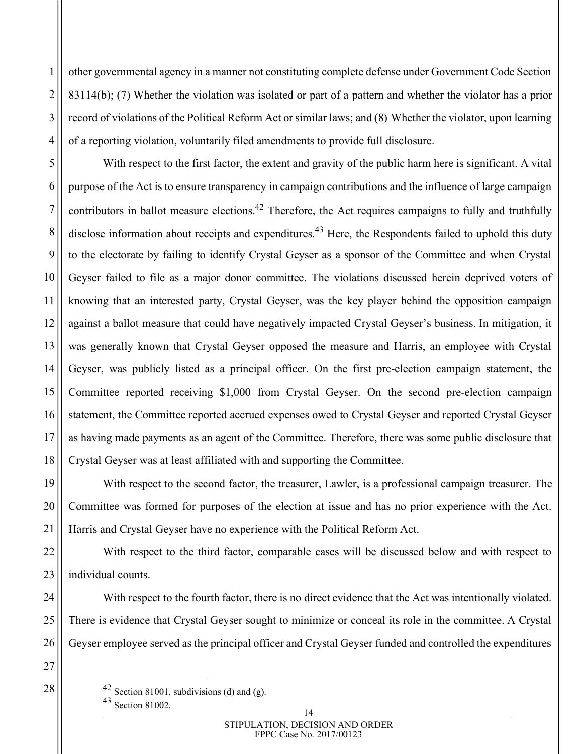other governmental agency in a manner not constituting complete defense under Government Code Section 83114(b); (7) Whether the violation was isolated or part of a pattern and whether the violator has a prior record of violations of the Political Reform Act or similar laws; and (8) Whether the violator, upon learning of a reporting violation, voluntarily filed amendments to provide full disclosure.

With respect to the first factor, the extent and gravity of the public harm here is significant. A vital purpose of the Act is to ensure transparency in campaign contributions and the influence of large campaign contributors in ballot measure elections.[42] Therefore, the Act requires campaigns to fully and truthfully disclose information about receipts and expenditures.[43] Here, the Respondents failed to uphold this duty to the electorate by failing to identify Crystal Geyser as a sponsor of the Committee and when Crystal Geyser failed to file as a major donor committee. The violations discussed herein deprived voters of knowing that an interested party, Crystal Geyser, was the key player behind the opposition campaign against a ballot measure that could have negatively impacted Crystal Geyser's business. In mitigation, it was generally known that Crystal Geyser opposed the measure and Harris, an employee with Crystal Geyser, was publicly listed as a principal officer. On the first pre-election campaign statement, the Committee reported receiving $1,000 from Crystal Geyser. On the second pre-election campaign statement, the Committee reported accrued expenses owed to Crystal Geyser and reported Crystal Geyser as having made payments as an agent of the Committee. Therefore, there was some public disclosure that Crystal Geyser was at least affiliated with and supporting the Committee.

With respect to the second factor, the treasurer, Lawler, is a professional campaign treasurer. The Committee was formed for purposes of the election at issue and has no prior experience with the Act. Harris and Crystal Geyser have no experience with the Political Reform Act.

With respect to the third factor, comparable cases will be discussed below and with respect to individual counts.

With respect to the fourth factor, there is no direct evidence that the Act was intentionally violated. There is evidence that Crystal Geyser sought to minimize or conceal its role in the committee. A Crystal Geyser employee served as the principal officer and Crystal Geyser funded and controlled the expenditures

---

[42] Section 81001, subdivisions (d) and (g).

[43] Section 81002.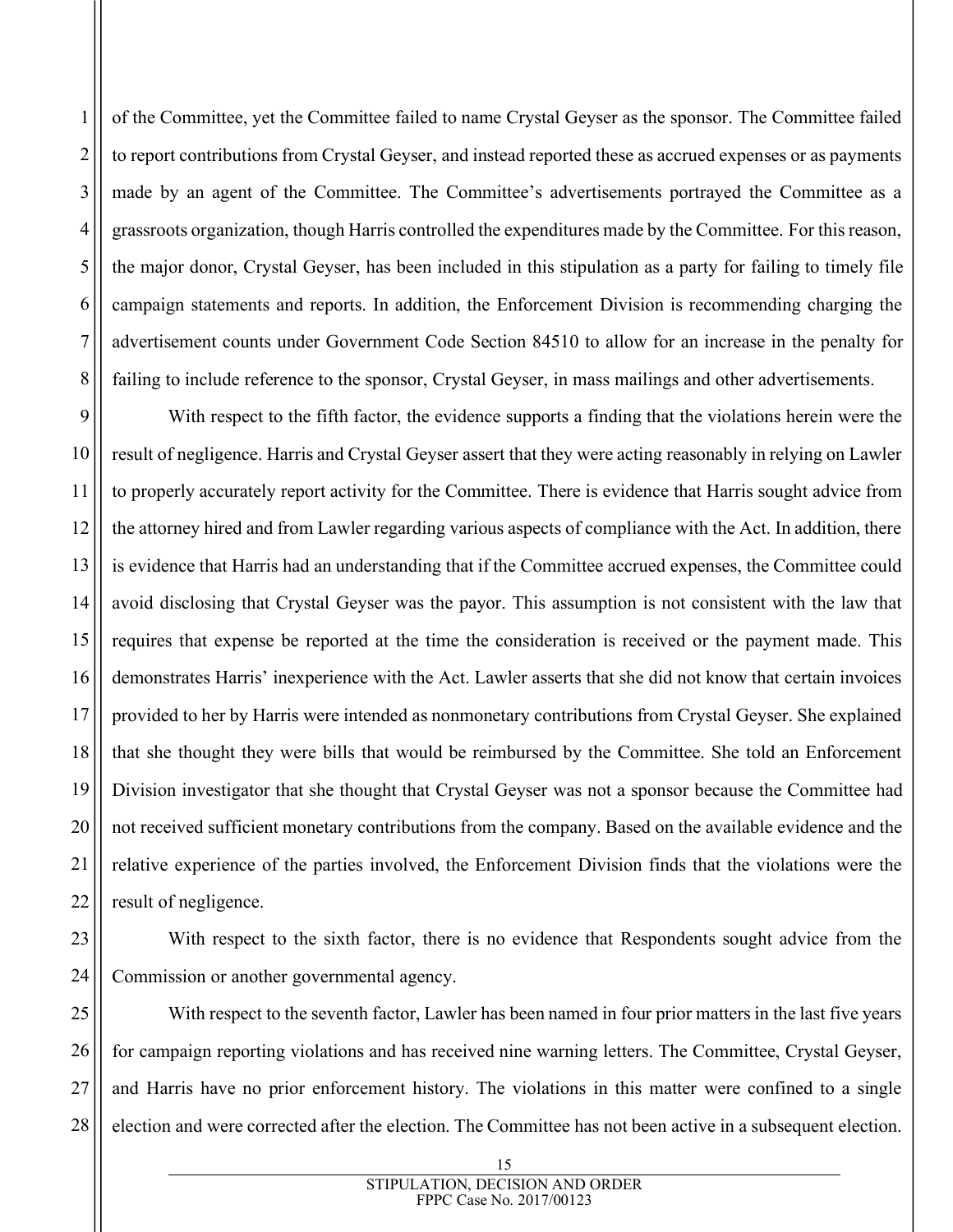of the Committee, yet the Committee failed to name Crystal Geyser as the sponsor. The Committee failed to report contributions from Crystal Geyser, and instead reported these as accrued expenses or as payments made by an agent of the Committee. The Committee's advertisements portrayed the Committee as a grassroots organization, though Harris controlled the expenditures made by the Committee. For this reason, the major donor, Crystal Geyser, has been included in this stipulation as a party for failing to timely file campaign statements and reports. In addition, the Enforcement Division is recommending charging the advertisement counts under Government Code Section 84510 to allow for an increase in the penalty for failing to include reference to the sponsor, Crystal Geyser, in mass mailings and other advertisements.

With respect to the fifth factor, the evidence supports a finding that the violations herein were the result of negligence. Harris and Crystal Geyser assert that they were acting reasonably in relying on Lawler to properly accurately report activity for the Committee. There is evidence that Harris sought advice from the attorney hired and from Lawler regarding various aspects of compliance with the Act. In addition, there is evidence that Harris had an understanding that if the Committee accrued expenses, the Committee could avoid disclosing that Crystal Geyser was the payor. This assumption is not consistent with the law that requires that expense be reported at the time the consideration is received or the payment made. This demonstrates Harris' inexperience with the Act. Lawler asserts that she did not know that certain invoices provided to her by Harris were intended as nonmonetary contributions from Crystal Geyser. She explained that she thought they were bills that would be reimbursed by the Committee. She told an Enforcement Division investigator that she thought that Crystal Geyser was not a sponsor because the Committee had not received sufficient monetary contributions from the company. Based on the available evidence and the relative experience of the parties involved, the Enforcement Division finds that the violations were the result of negligence.

With respect to the sixth factor, there is no evidence that Respondents sought advice from the Commission or another governmental agency.

With respect to the seventh factor, Lawler has been named in four prior matters in the last five years for campaign reporting violations and has received nine warning letters. The Committee, Crystal Geyser, and Harris have no prior enforcement history. The violations in this matter were confined to a single election and were corrected after the election. The Committee has not been active in a subsequent election.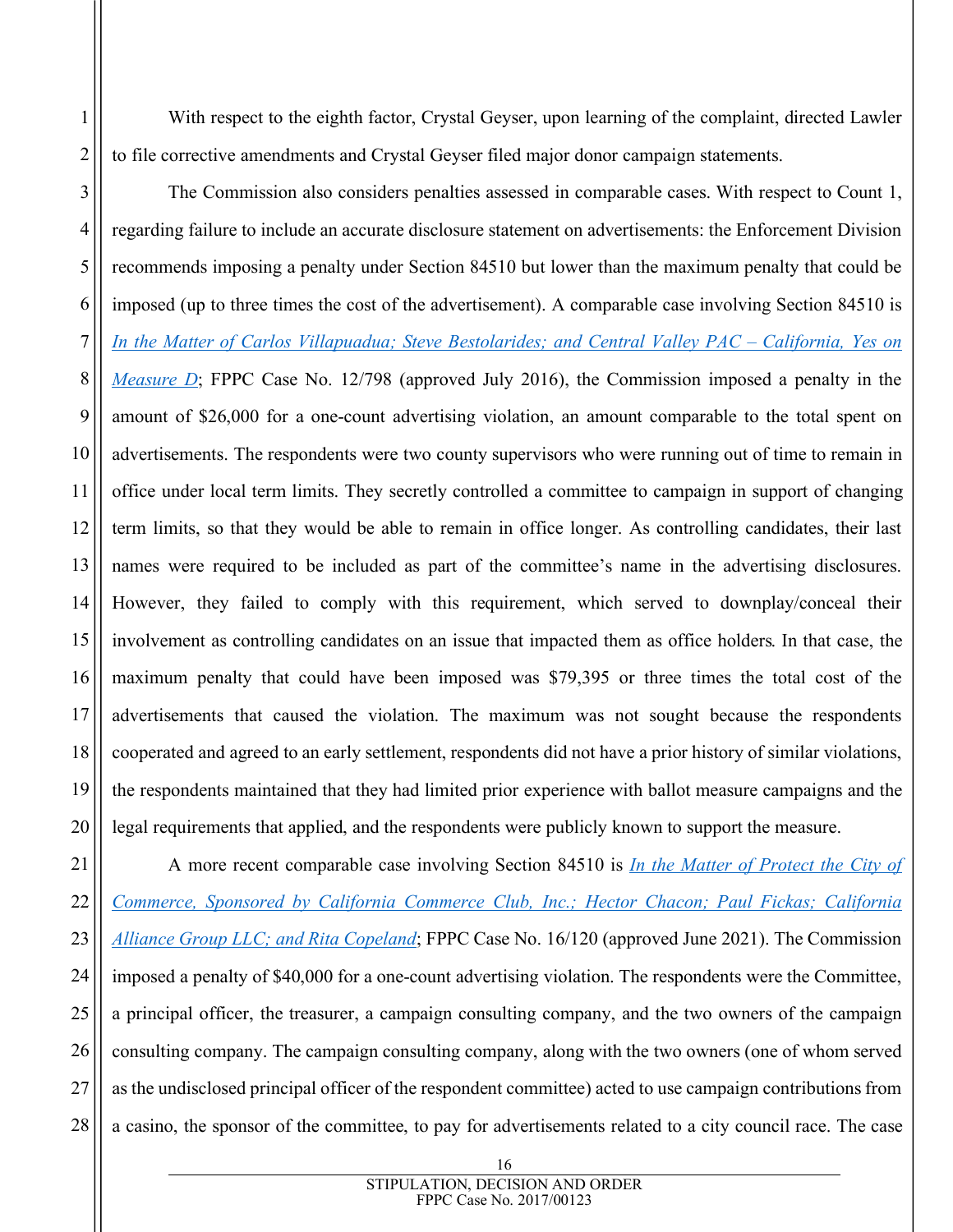With respect to the eighth factor, Crystal Geyser, upon learning of the complaint, directed Lawler to file corrective amendments and Crystal Geyser filed major donor campaign statements.

The Commission also considers penalties assessed in comparable cases. With respect to Count 1, regarding failure to include an accurate disclosure statement on advertisements: the Enforcement Division recommends imposing a penalty under Section 84510 but lower than the maximum penalty that could be imposed (up to three times the cost of the advertisement). A comparable case involving Section 84510 is *In the Matter of Carlos Villapuadua; Steve Bestolarides; and Central Valley PAC – California, Yes on Measure D*; FPPC Case No. 12/798 (approved July 2016), the Commission imposed a penalty in the amount of $26,000 for a one-count advertising violation, an amount comparable to the total spent on advertisements. The respondents were two county supervisors who were running out of time to remain in office under local term limits. They secretly controlled a committee to campaign in support of changing term limits, so that they would be able to remain in office longer. As controlling candidates, their last names were required to be included as part of the committee's name in the advertising disclosures. However, they failed to comply with this requirement, which served to downplay/conceal their involvement as controlling candidates on an issue that impacted them as office holders. In that case, the maximum penalty that could have been imposed was $79,395 or three times the total cost of the advertisements that caused the violation. The maximum was not sought because the respondents cooperated and agreed to an early settlement, respondents did not have a prior history of similar violations, the respondents maintained that they had limited prior experience with ballot measure campaigns and the legal requirements that applied, and the respondents were publicly known to support the measure.

A more recent comparable case involving Section 84510 is *In the Matter of Protect the City of Commerce, Sponsored by California Commerce Club, Inc.; Hector Chacon; Paul Fickas; California Alliance Group LLC; and Rita Copeland*; FPPC Case No. 16/120 (approved June 2021). The Commission imposed a penalty of $40,000 for a one-count advertising violation. The respondents were the Committee, a principal officer, the treasurer, a campaign consulting company, and the two owners of the campaign consulting company. The campaign consulting company, along with the two owners (one of whom served as the undisclosed principal officer of the respondent committee) acted to use campaign contributions from a casino, the sponsor of the committee, to pay for advertisements related to a city council race. The case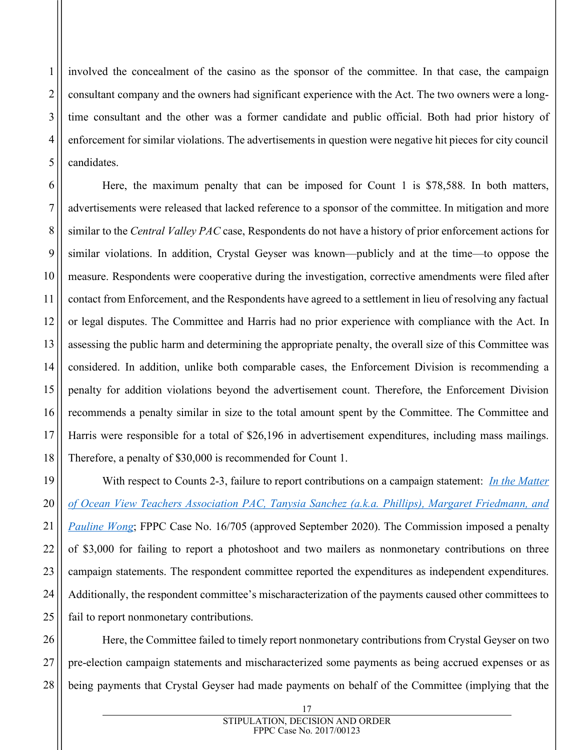involved the concealment of the casino as the sponsor of the committee. In that case, the campaign consultant company and the owners had significant experience with the Act. The two owners were a long-time consultant and the other was a former candidate and public official. Both had prior history of enforcement for similar violations. The advertisements in question were negative hit pieces for city council candidates.

Here, the maximum penalty that can be imposed for Count 1 is $78,588. In both matters, advertisements were released that lacked reference to a sponsor of the committee. In mitigation and more similar to the *Central Valley PAC* case, Respondents do not have a history of prior enforcement actions for similar violations. In addition, Crystal Geyser was known—publicly and at the time—to oppose the measure. Respondents were cooperative during the investigation, corrective amendments were filed after contact from Enforcement, and the Respondents have agreed to a settlement in lieu of resolving any factual or legal disputes. The Committee and Harris had no prior experience with compliance with the Act. In assessing the public harm and determining the appropriate penalty, the overall size of this Committee was considered. In addition, unlike both comparable cases, the Enforcement Division is recommending a penalty for addition violations beyond the advertisement count. Therefore, the Enforcement Division recommends a penalty similar in size to the total amount spent by the Committee. The Committee and Harris were responsible for a total of $26,196 in advertisement expenditures, including mass mailings. Therefore, a penalty of $30,000 is recommended for Count 1.

With respect to Counts 2-3, failure to report contributions on a campaign statement: *In the Matter of Ocean View Teachers Association PAC, Tanysia Sanchez (a.k.a. Phillips), Margaret Friedmann, and Pauline Wong*; FPPC Case No. 16/705 (approved September 2020). The Commission imposed a penalty of $3,000 for failing to report a photoshoot and two mailers as nonmonetary contributions on three campaign statements. The respondent committee reported the expenditures as independent expenditures. Additionally, the respondent committee's mischaracterization of the payments caused other committees to fail to report nonmonetary contributions.

Here, the Committee failed to timely report nonmonetary contributions from Crystal Geyser on two pre-election campaign statements and mischaracterized some payments as being accrued expenses or as being payments that Crystal Geyser had made payments on behalf of the Committee (implying that the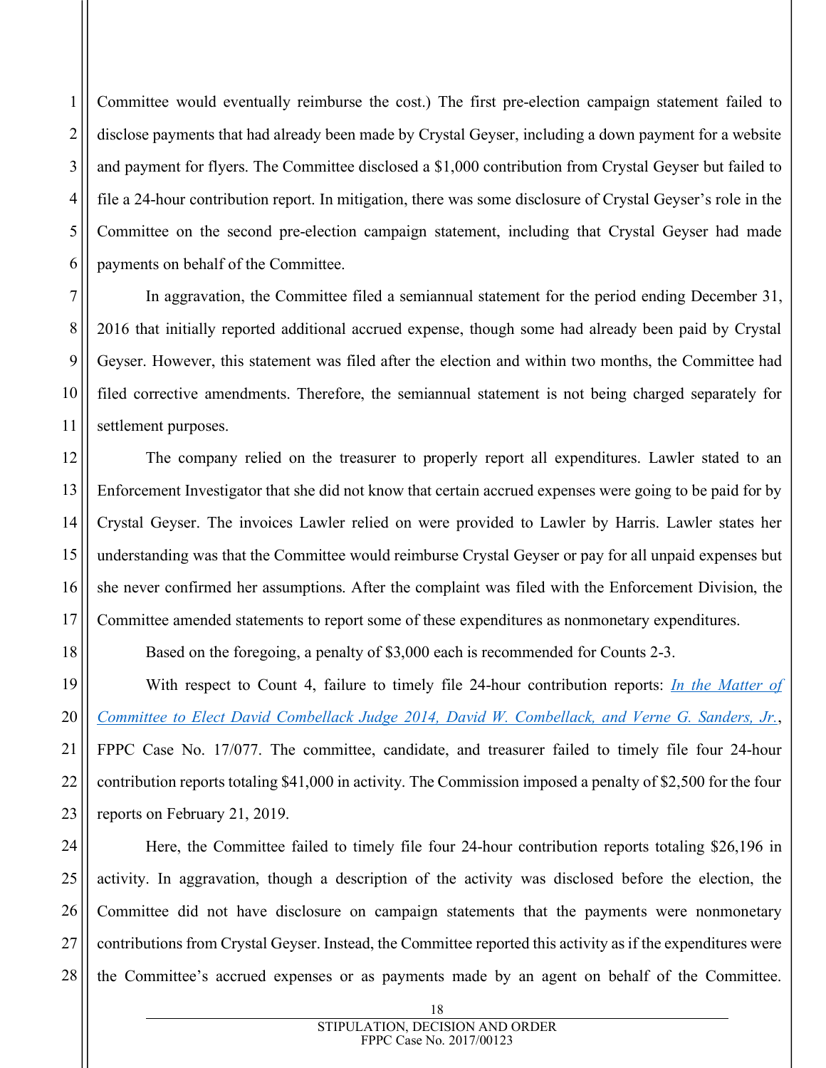Committee would eventually reimburse the cost.) The first pre-election campaign statement failed to disclose payments that had already been made by Crystal Geyser, including a down payment for a website and payment for flyers. The Committee disclosed a $1,000 contribution from Crystal Geyser but failed to file a 24-hour contribution report. In mitigation, there was some disclosure of Crystal Geyser's role in the Committee on the second pre-election campaign statement, including that Crystal Geyser had made payments on behalf of the Committee.

In aggravation, the Committee filed a semiannual statement for the period ending December 31, 2016 that initially reported additional accrued expense, though some had already been paid by Crystal Geyser. However, this statement was filed after the election and within two months, the Committee had filed corrective amendments. Therefore, the semiannual statement is not being charged separately for settlement purposes.

The company relied on the treasurer to properly report all expenditures. Lawler stated to an Enforcement Investigator that she did not know that certain accrued expenses were going to be paid for by Crystal Geyser. The invoices Lawler relied on were provided to Lawler by Harris. Lawler states her understanding was that the Committee would reimburse Crystal Geyser or pay for all unpaid expenses but she never confirmed her assumptions. After the complaint was filed with the Enforcement Division, the Committee amended statements to report some of these expenditures as nonmonetary expenditures.

Based on the foregoing, a penalty of $3,000 each is recommended for Counts 2-3.

With respect to Count 4, failure to timely file 24-hour contribution reports: *In the Matter of Committee to Elect David Combellack Judge 2014, David W. Combellack, and Verne G. Sanders, Jr.*, FPPC Case No. 17/077. The committee, candidate, and treasurer failed to timely file four 24-hour contribution reports totaling $41,000 in activity. The Commission imposed a penalty of $2,500 for the four reports on February 21, 2019.

Here, the Committee failed to timely file four 24-hour contribution reports totaling $26,196 in activity. In aggravation, though a description of the activity was disclosed before the election, the Committee did not have disclosure on campaign statements that the payments were nonmonetary contributions from Crystal Geyser. Instead, the Committee reported this activity as if the expenditures were the Committee's accrued expenses or as payments made by an agent on behalf of the Committee.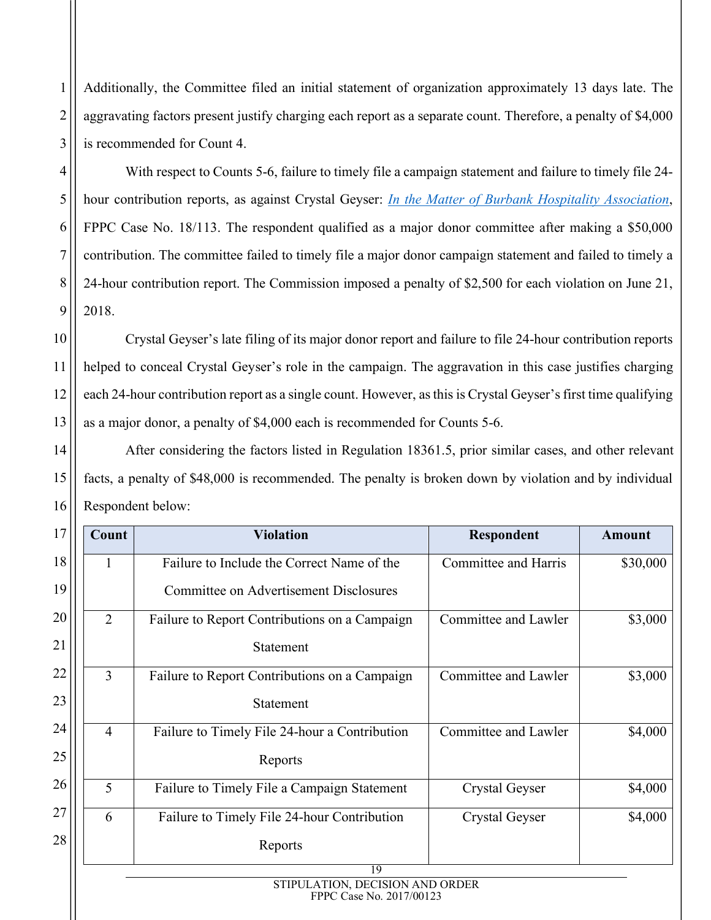Additionally, the Committee filed an initial statement of organization approximately 13 days late. The aggravating factors present justify charging each report as a separate count. Therefore, a penalty of $4,000 is recommended for Count 4.

With respect to Counts 5-6, failure to timely file a campaign statement and failure to timely file 24-hour contribution reports, as against Crystal Geyser: *In the Matter of Burbank Hospitality Association*, FPPC Case No. 18/113. The respondent qualified as a major donor committee after making a $50,000 contribution. The committee failed to timely file a major donor campaign statement and failed to timely a 24-hour contribution report. The Commission imposed a penalty of $2,500 for each violation on June 21, 2018.

Crystal Geyser's late filing of its major donor report and failure to file 24-hour contribution reports helped to conceal Crystal Geyser's role in the campaign. The aggravation in this case justifies charging each 24-hour contribution report as a single count. However, as this is Crystal Geyser's first time qualifying as a major donor, a penalty of $4,000 each is recommended for Counts 5-6.

After considering the factors listed in Regulation 18361.5, prior similar cases, and other relevant facts, a penalty of $48,000 is recommended. The penalty is broken down by violation and by individual Respondent below:

| Count | Violation | Respondent | Amount |
|---|---|---|---|
| 1 | Failure to Include the Correct Name of the Committee on Advertisement Disclosures | Committee and Harris | $30,000 |
| 2 | Failure to Report Contributions on a Campaign Statement | Committee and Lawler | $3,000 |
| 3 | Failure to Report Contributions on a Campaign Statement | Committee and Lawler | $3,000 |
| 4 | Failure to Timely File 24-hour a Contribution Reports | Committee and Lawler | $4,000 |
| 5 | Failure to Timely File a Campaign Statement | Crystal Geyser | $4,000 |
| 6 | Failure to Timely File 24-hour Contribution Reports | Crystal Geyser | $4,000 |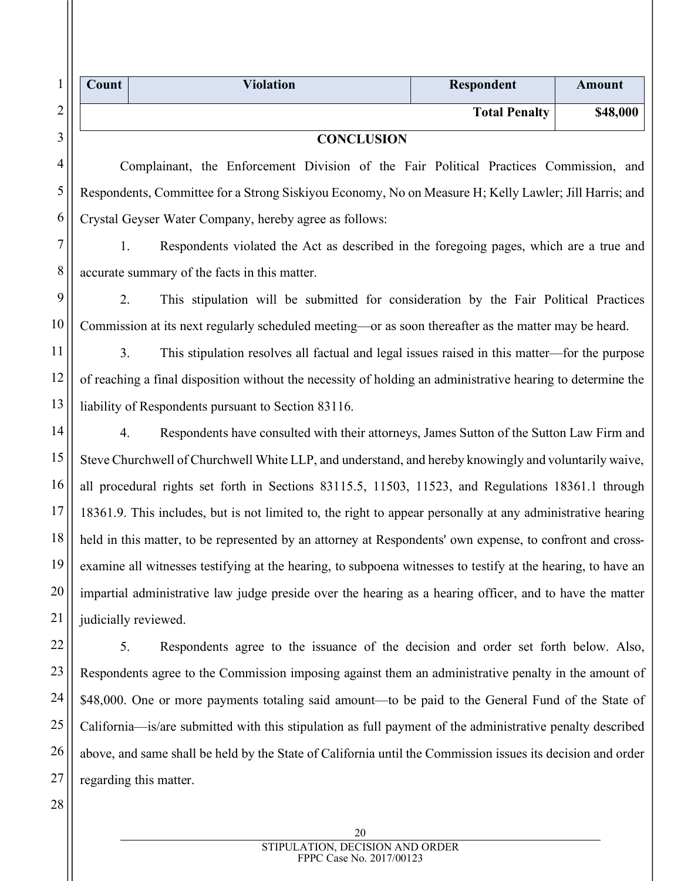| Count | Violation | Respondent | Amount |
|---|---|---|---|
| | | **Total Penalty** | **$48,000** |

**CONCLUSION**

Complainant, the Enforcement Division of the Fair Political Practices Commission, and Respondents, Committee for a Strong Siskiyou Economy, No on Measure H; Kelly Lawler; Jill Harris; and Crystal Geyser Water Company, hereby agree as follows:

1. Respondents violated the Act as described in the foregoing pages, which are a true and accurate summary of the facts in this matter.

2. This stipulation will be submitted for consideration by the Fair Political Practices Commission at its next regularly scheduled meeting—or as soon thereafter as the matter may be heard.

3. This stipulation resolves all factual and legal issues raised in this matter—for the purpose of reaching a final disposition without the necessity of holding an administrative hearing to determine the liability of Respondents pursuant to Section 83116.

4. Respondents have consulted with their attorneys, James Sutton of the Sutton Law Firm and Steve Churchwell of Churchwell White LLP, and understand, and hereby knowingly and voluntarily waive, all procedural rights set forth in Sections 83115.5, 11503, 11523, and Regulations 18361.1 through 18361.9. This includes, but is not limited to, the right to appear personally at any administrative hearing held in this matter, to be represented by an attorney at Respondents' own expense, to confront and cross-examine all witnesses testifying at the hearing, to subpoena witnesses to testify at the hearing, to have an impartial administrative law judge preside over the hearing as a hearing officer, and to have the matter judicially reviewed.

5. Respondents agree to the issuance of the decision and order set forth below. Also, Respondents agree to the Commission imposing against them an administrative penalty in the amount of $48,000. One or more payments totaling said amount—to be paid to the General Fund of the State of California—is/are submitted with this stipulation as full payment of the administrative penalty described above, and same shall be held by the State of California until the Commission issues its decision and order regarding this matter.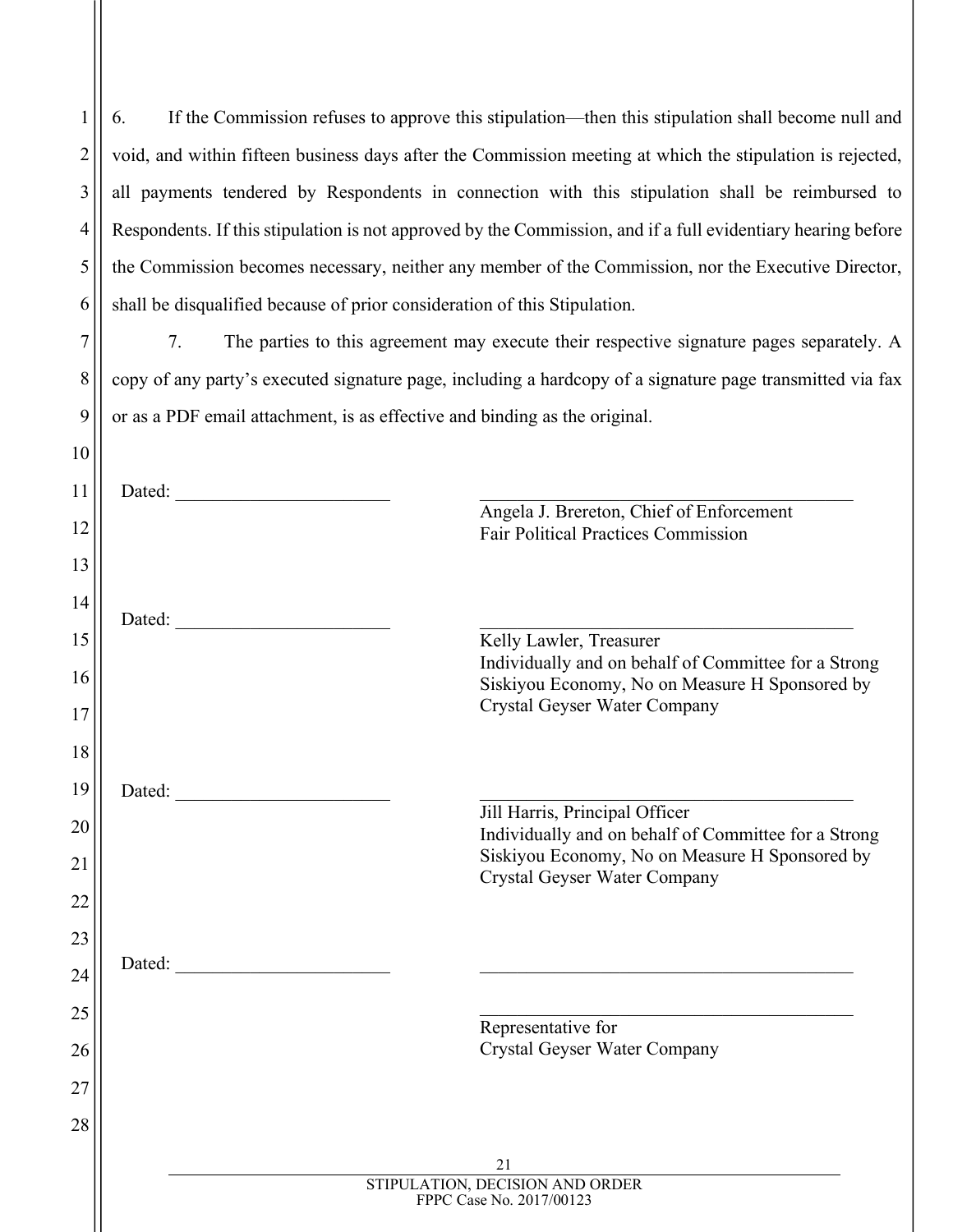6. If the Commission refuses to approve this stipulation—then this stipulation shall become null and void, and within fifteen business days after the Commission meeting at which the stipulation is rejected, all payments tendered by Respondents in connection with this stipulation shall be reimbursed to Respondents. If this stipulation is not approved by the Commission, and if a full evidentiary hearing before the Commission becomes necessary, neither any member of the Commission, nor the Executive Director, shall be disqualified because of prior consideration of this Stipulation.

7. The parties to this agreement may execute their respective signature pages separately. A copy of any party's executed signature page, including a hardcopy of a signature page transmitted via fax or as a PDF email attachment, is as effective and binding as the original.

Dated: ______________________

______________________________________
Angela J. Brereton, Chief of Enforcement
Fair Political Practices Commission

Dated: ______________________

______________________________________
Kelly Lawler, Treasurer
Individually and on behalf of Committee for a Strong Siskiyou Economy, No on Measure H Sponsored by Crystal Geyser Water Company

Dated: ______________________

______________________________________
Jill Harris, Principal Officer
Individually and on behalf of Committee for a Strong Siskiyou Economy, No on Measure H Sponsored by Crystal Geyser Water Company

Dated: ______________________

______________________________________

______________________________________
Representative for
Crystal Geyser Water Company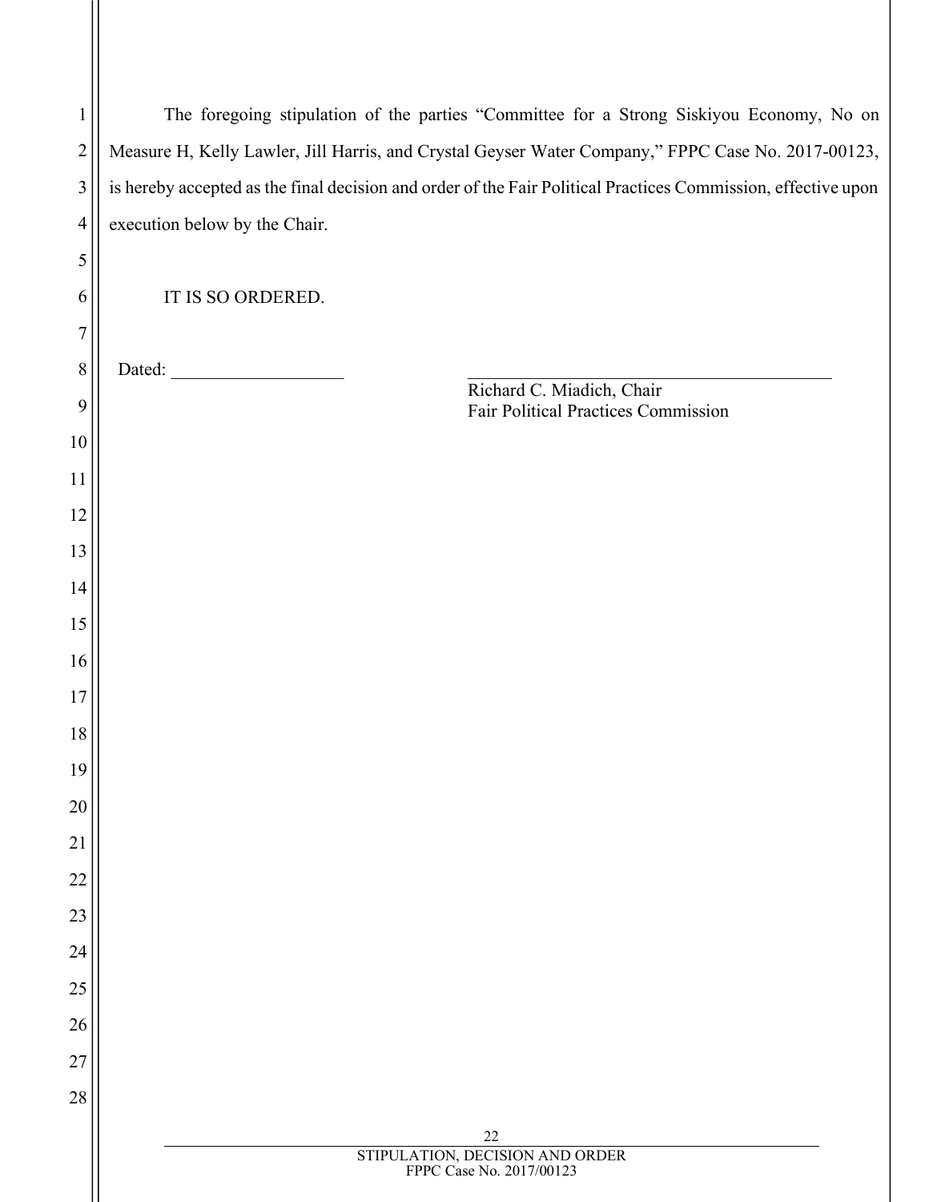The foregoing stipulation of the parties "Committee for a Strong Siskiyou Economy, No on Measure H, Kelly Lawler, Jill Harris, and Crystal Geyser Water Company," FPPC Case No. 2017-00123, is hereby accepted as the final decision and order of the Fair Political Practices Commission, effective upon execution below by the Chair.

IT IS SO ORDERED.

Dated: ___________________

_____________________________________________
Richard C. Miadich, Chair
Fair Political Practices Commission